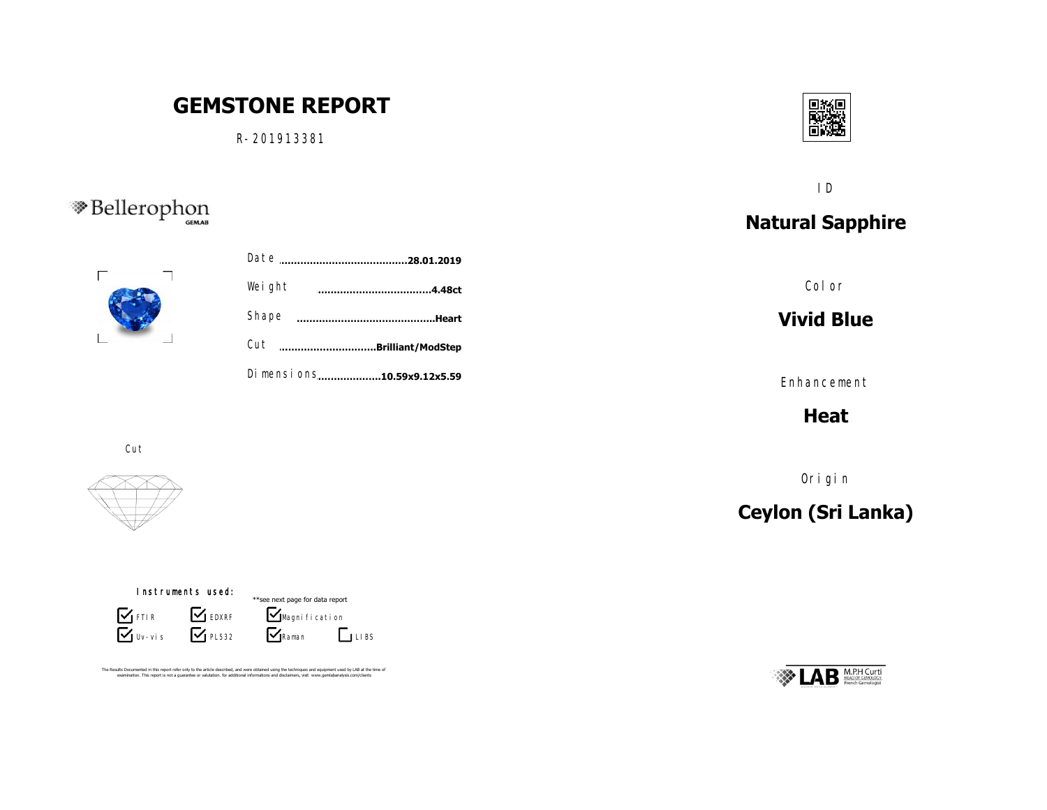# GEMSTONE REPORT

R-201913381

Bellerophon GEMLAB

| | |
|---|---|
| Date | 28.01.2019 |
| Weight | 4.48ct |
| Shape | Heart |
| Cut | Brilliant/ModStep |
| Dimensions | 10.59x9.12x5.59 |

Cut

Instruments used:

**see next page for data report

- [x] FTIR
- [x] EDXRF
- [x] Magnification
- [x] Uv-vis
- [x] PL532
- [x] Raman
- [ ] LIBS

The Results Documented in this report refer only to the article described, and were obtained using the techniques and equipment used by LAB at the time of examination. This report is not a guarantee or valutation. for additional informations and disclaimers, visit www.gemlabanalysis.com/clients

ID

## Natural Sapphire

Color

## Vivid Blue

Enhancement

## Heat

Origin

## Ceylon (Sri Lanka)

LAB M.P.H Curti HEAD OF GEMOLOGY French Gemologist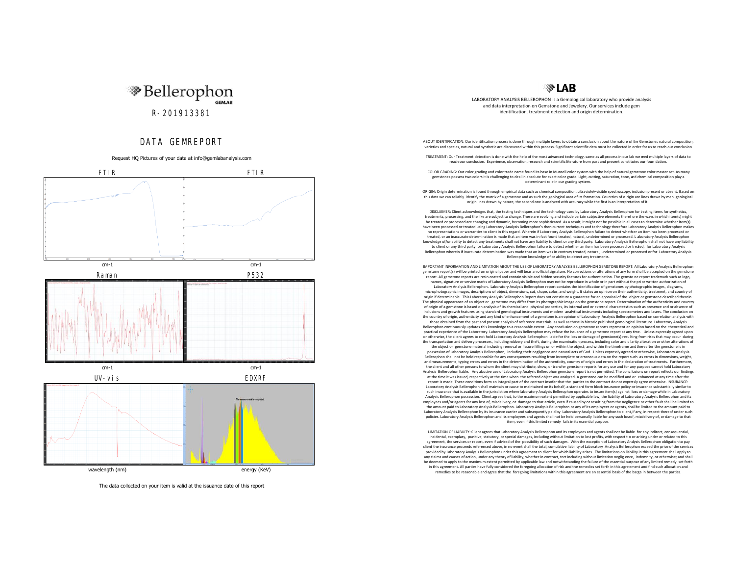Bellerophon GEMLAB

R-201913381

# DATA GEMREPORT

Request HQ Pictures of your data at info@gemlabanalysis.com

FTIR

FTIR

cm-1

cm-1

Raman

P532

cm-1

cm-1

UV-vis

EDXRF

The measurement is completed.

wavelength (nm)

energy (KeV)

The data collected on your item is valid at the issuance date of this report

LAB

LABORATORY ANALYSIS BELLEROPHON is a Gemological laboratory who provide analysis and data interpretation on Gemstone and Jewelery. Our services include gem identification, treatment detection and origin determination.

ABOUT IDENTIFICATION: Our identification process is done through multiple layers to obtain a conclusion about the nature of the Gemstones natural composition, varieties and species, natural and synthetic are discovered within this process. Significant scientific data must be collected in order for us to reach our conclusion

TREATMENT: Our Treatment detection is done with the help of the most advanced technology, same as all process in our lab we need multiple layers of data to reach our conclusion. Experience, observation, research and scientific literature from past and present constitutes our foun dation.

COLOR GRADING: Our color grading and color trade name found its base in Munsell color system with the help of natural gemstone color master set. As many gemstones possess two colors it is challenging to deal in absolute for exact color grade. Light, cutting, saturation, tone, and chemical composition play a determinant role in our grading system.

ORIGIN: Origin determination is found through empirical data such as chemical composition, ultraviolet–visible spectroscopy, inclusion present or absent. Based on this data we can reliably identify the matrix of a gemstone and as such the geological area of its formation. Countries of o rigin are lines drawn by men, geological origin lines drawn by nature, the second one is analyzed with accuracy while the first is an interpretation of it.

DISCLAIMER: Client acknowledges that, the testing techniques and the technology used by Laboratory Analysis Bellerophon for t esting items for synthetics, treatments, processing, and the like are subject to change. These are evolving and include certain subjective elements theref ore the ways in which item(s) might be treated or processed are changing and dynamic, becoming more sophisticated. As a result, it might not be possible in all cases to determine whether item(s) have been processed or treated using Laboratory Analysis Bellerophon's then-current techniques and technology therefore Laboratory Analysis Bellerophon makes no representations or warranties to client in this regard. Wherein if Laboratory Analysis Bellerophon failure to detect wheth er an item has been processed or treated, or an inaccurate determination is made that an item was in fact found treated, natural, undetermined or processed. L aboratory Analysis Bellerophon knowledge of/or ability to detect any treatments shall not have any liability to client or any third party. Laboratory Analysis Bellerophon shall not have any liability to client or any third party for Laboratory Analysis Bellerophon failure to detect whether an item has been processed or treated, for Laboratory Analysis Bellerophon wherein if inaccurate determination was made that an item was in contrary treated, natural, undetermined or processed or for Laboratory Analysis Bellerophon knowledge of or ability to detect any treatments.

IMPORTANT INFORMATION AND LIMITATION ABOUT THE USE OF LABORATORY ANALYSIS BELLEROPHON GEMSTONE REPORT: All Laboratory Analysis Bellerophon gemstone report(s) will be printed on original paper and will bear an official signature. No corrections or alterations of any form shall be accepted on the gemstone report. All gemstone reports are resin coated and contain visible and hidden security features for authentication. The gemsto ne report trademark such as logo, names, signature or service marks of Laboratory Analysis Bellerophon may not be reproduce in whole or in part without the pri or written authorization of Laboratory Analysis Bellerophon. Laboratory Analysis Bellerophon report contains the identification of gemstones by photographic images, diagrams, microphotographic images, descriptions of object, dimensions, cut, shape, color, and weight. It states an opinion on their authenticity, treatment, and country of origin if determinable. This Laboratory Analysis Bellerophon Report does not constitute a guarantee for an appraisal of the object or gemstone described therein. The physical appearance of an object or gemstone may differ from its photographic image on the gemstone report. Determination of the authenticity and country of origin of a gemstone is based on analysis of its chemical and physical properties, its internal and or external characteristics such as presence and or absence of inclusions and growth features using standard gemological instruments and modern analytical instruments including spectrometers and lasers. The conclusion on the country of origin, authenticity and any kind of enhancement of a gemstone is an opinion of Laboratory Analysis Bellerophon based on correlation analysis with those obtained from the past and present analysis of reference materials, as well as those in historic published gemological literature. Laboratory Analysis Bellerophon continuously updates this knowledge to a reasonable extent. Any conclusion on gemstone reports represent an opinion based on the theoretical and practical experience of the Laboratory. Laboratory Analysis Bellerophon may refuse the issuance of a gemstone report at any time. Unless expressly agreed upon or otherwise, the client agrees to not hold Laboratory Analysis Bellerophon liable for the loss or damage of gemstone(s) resu lting from risks that may occur during the transportation and delivery processes, including robbery and theft, during the examination process, including color and c larity alteration or other alterations of the object or gemstone material including removal or fissure fillings on or within the object; and within the timeframe and thereafter the gemstone is in possession of Laboratory Analysis Bellerophon, including theft negligence and natural acts of God. Unless expressly agreed or otherwise, Laboratory Analysis Bellerophon shall not be held responsible for any consequences resulting from incomplete or erroneous data on the report such as errors in dimensions, weight, and measurements, typing errors and errors in the determination of the authenticity, country of origin and errors in the declaration of treatments. Furthermore, the client and all other persons to whom the client may distribute, show, or transfer gemstone reports for any use and for any purpose cannot hold Laboratory Analysis Bellerophon liable. Any abusive use of Laboratory Analysis Bellerophon gemstone report is not permitted. The conc lusions on report reflects our findings at the time it was issued, respectively at the time when the referred object was analyzed. A gemstone can be modified and or enhanced at any time after the report is made. These conditions form an integral part of the contract insofar that the parties to the contract do not expressly agree otherwise. INSURANCE: Laboratory Analysis Bellerophon shall maintain or cause to maintained on its behalf, a standard form block insurance policy or insurance substantially similar to such insurance that is available in the jurisdiction where laboratory Analysis Bellerophon operates to insure item(s) against loss or damage while in Laboratory Analysis Bellerophon possession. Client agrees that, to the maximum extent permitted by applicable law, the liability of Laboratory Analysis Bellerophon and its employees and/or agents for any loss of, misdelivery, or damage to that article, even if caused by or resulting from the negligence or other fault shall be limited to the amount paid to Laboratory Analysis Bellerophon. Laboratory Analysis Bellerophon or any of its employees or agents, shall be limited to the amount paid to Laboratory Analysis Bellerophon by its insurance carrier and subsequently paid by Laboratory Analysis Bellerophon to client, if any, in respect thereof under such policies. Laboratory Analysis Bellerophon and its employees and agents shall not be held personally liable for any such lossof, misdelivery of, or damage to that item, even if this limited remedy fails in its essential purpose.

LIMITATION OF LIABILITY: Client agrees that Laboratory Analysis Bellerophon and its employees and agents shall not be liable for any indirect, consequential, incidental, exemplary, punitive, statutory, or special damages, including without limitation to lost profits, with respect t o or arising under or related to this agreement, the services or report, even if advised of the possibility of such damages. With the exception of Laboratory Analysis Bellerophon obligation to pay client the insurance proceeds referenced above, in no event shall the total, cumulative liability of Laboratory Analysis Bel lerophon exceed the price of the services provided by Laboratory Analysis Bellerophon under this agreement to client for which liability arises. The limitations on liability in this agreement shall apply to any claims and causes of action, under any theory of liability, whether in contract, tort including without limitation neglig ence, indemnity, or otherwise; and shall be deemed to apply to the maximum extent permitted by applicable law and notwithstanding the failure of the essential purpose of any limited remedy set forth in this agreement. All parties have fully considered the foregoing allocation of risk and the remedies set forth in this agre ement and find such allocation and remedies to be reasonable and agree that the foregoing limitations within this agreement are an essential basis of the barga in between the parties.